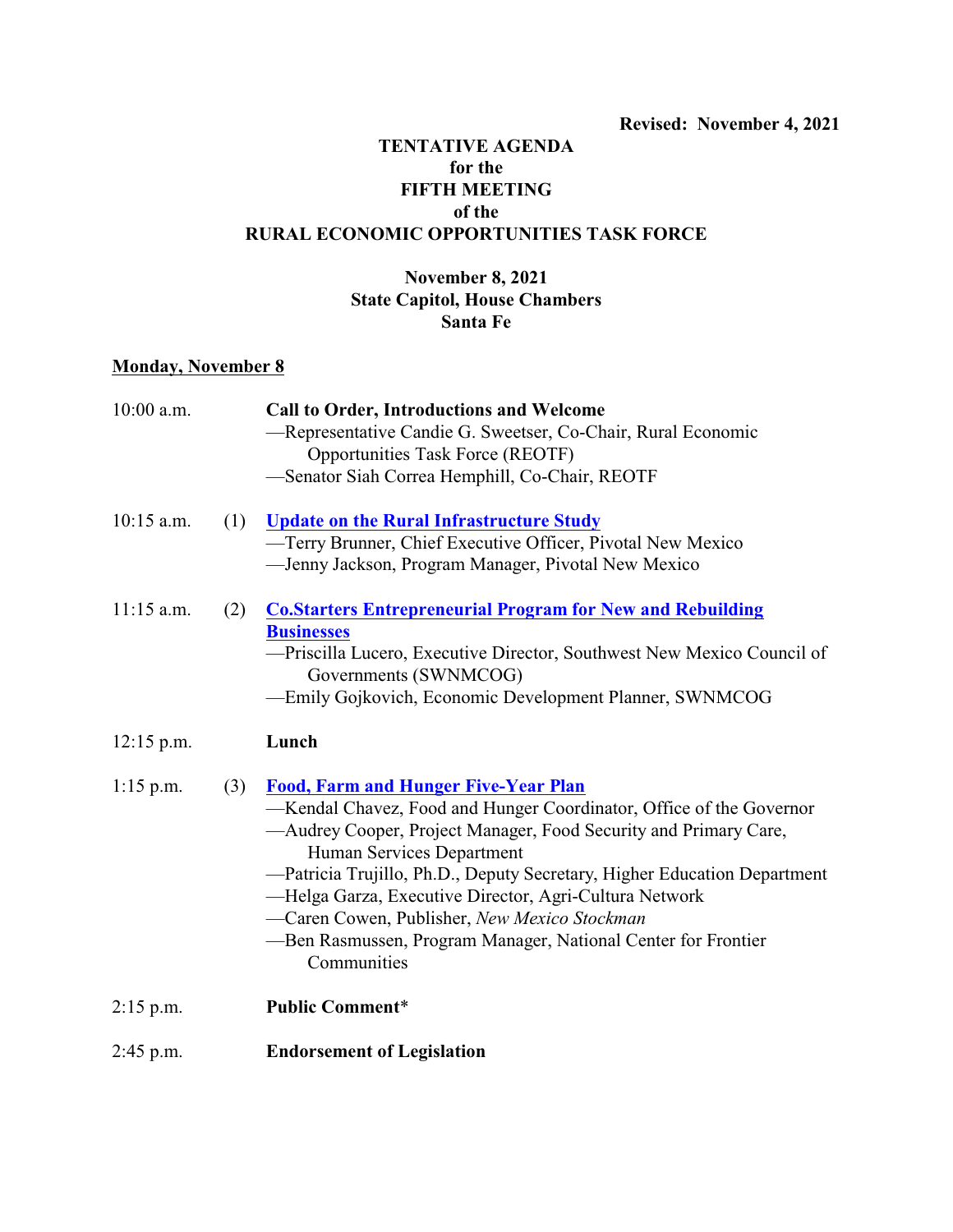**Revised: November 4, 2021**

# TENTATIVE AGENDA
## for the
## FIFTH MEETING
## of the
## RURAL ECONOMIC OPPORTUNITIES TASK FORCE

**November 8, 2021**
**State Capitol, House Chambers**
**Santa Fe**

**Monday, November 8**

10:00 a.m. **Call to Order, Introductions and Welcome**
—Representative Candie G. Sweetser, Co-Chair, Rural Economic Opportunities Task Force (REOTF)
—Senator Siah Correa Hemphill, Co-Chair, REOTF

10:15 a.m. (1) **Update on the Rural Infrastructure Study**
—Terry Brunner, Chief Executive Officer, Pivotal New Mexico
—Jenny Jackson, Program Manager, Pivotal New Mexico

11:15 a.m. (2) **Co.Starters Entrepreneurial Program for New and Rebuilding Businesses**
—Priscilla Lucero, Executive Director, Southwest New Mexico Council of Governments (SWNMCOG)
—Emily Gojkovich, Economic Development Planner, SWNMCOG

12:15 p.m. **Lunch**

1:15 p.m. (3) **Food, Farm and Hunger Five-Year Plan**
—Kendal Chavez, Food and Hunger Coordinator, Office of the Governor
—Audrey Cooper, Project Manager, Food Security and Primary Care, Human Services Department
—Patricia Trujillo, Ph.D., Deputy Secretary, Higher Education Department
—Helga Garza, Executive Director, Agri-Cultura Network
—Caren Cowen, Publisher, *New Mexico Stockman*
—Ben Rasmussen, Program Manager, National Center for Frontier Communities

2:15 p.m. **Public Comment***

2:45 p.m. **Endorsement of Legislation**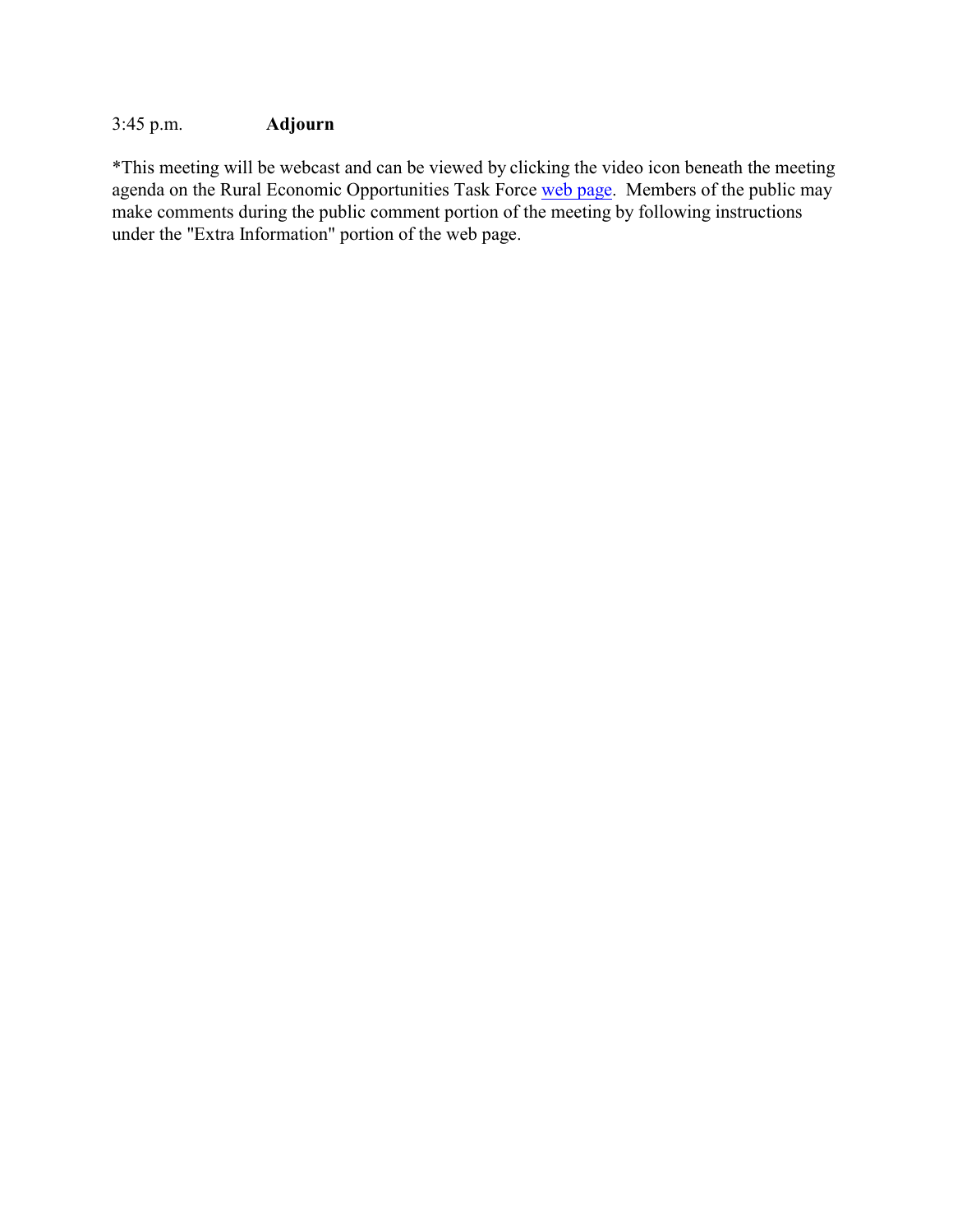3:45 p.m. **Adjourn**

*This meeting will be webcast and can be viewed by clicking the video icon beneath the meeting agenda on the Rural Economic Opportunities Task Force web page. Members of the public may make comments during the public comment portion of the meeting by following instructions under the "Extra Information" portion of the web page.